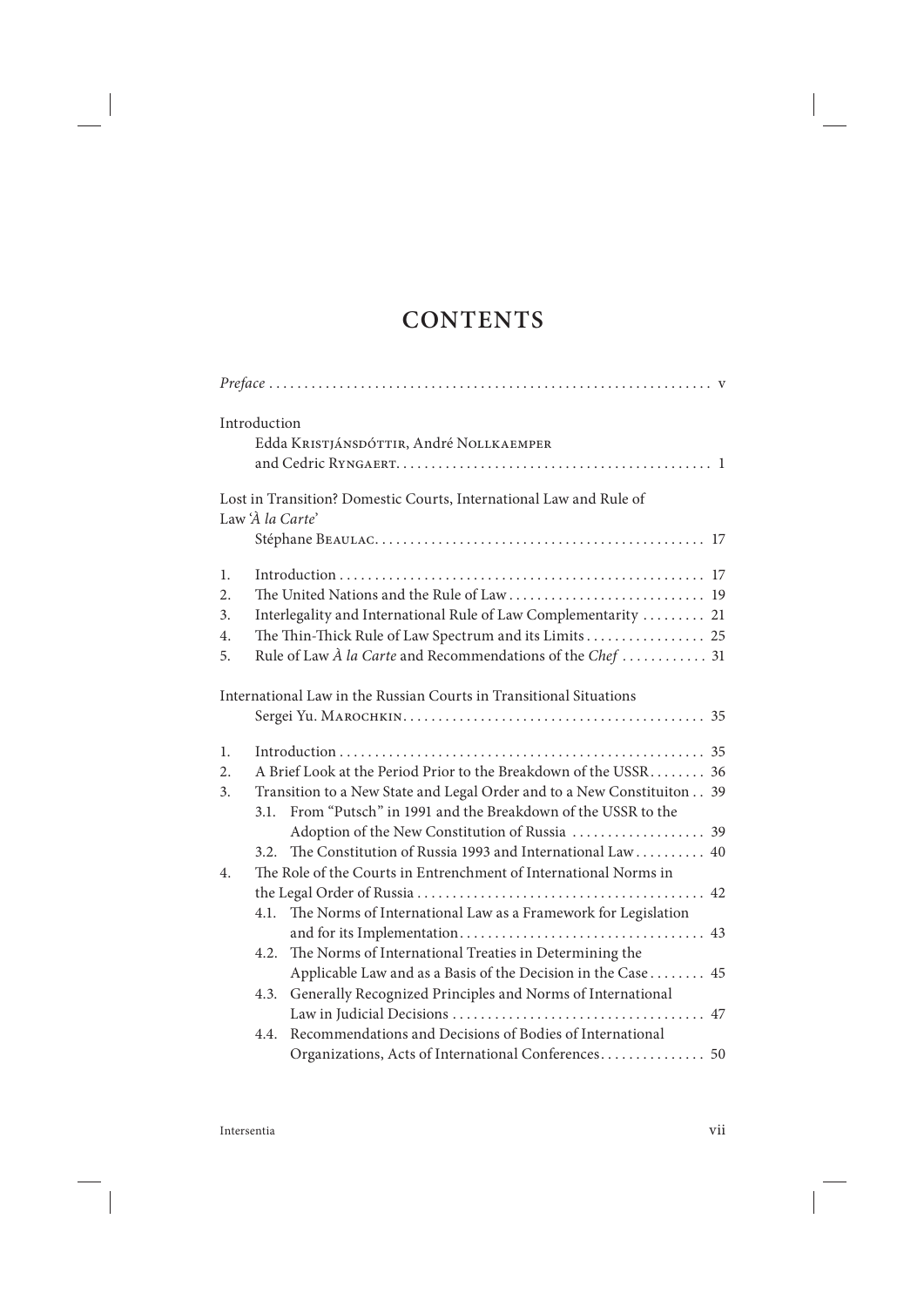# CONTENTS

*Preface* . . . . . . . . . . . . . . . . . . . . . . . . . . . . . . . . . . . . . . . . . . . . . . . . . . . . . . . . . . . . . v

Introduction
Edda Kristjánsdóttir, André Nollkaemper and Cedric Ryngaert . . . . . . . . . . . . . . . . . . . . . . . . . . . . . . . . . . . . . . . . . . . . . 1

Lost in Transition? Domestic Courts, International Law and Rule of Law '*À la Carte*'
Stéphane Beaulac . . . . . . . . . . . . . . . . . . . . . . . . . . . . . . . . . . . . . . . . . . . . . . 17

1. Introduction . . . . . . . . . . . . . . . . . . . . . . . . . . . . . . . . . . . . . . . . . . . . . . . . . . . 17
2. The United Nations and the Rule of Law . . . . . . . . . . . . . . . . . . . . . . . . . . . . 19
3. Interlegality and International Rule of Law Complementarity . . . . . . . . . 21
4. The Thin-Thick Rule of Law Spectrum and its Limits . . . . . . . . . . . . . . . . . 25
5. Rule of Law *À la Carte* and Recommendations of the *Chef* . . . . . . . . . . . . 31

International Law in the Russian Courts in Transitional Situations
Sergei Yu. Marochkin . . . . . . . . . . . . . . . . . . . . . . . . . . . . . . . . . . . . . . . . . . . 35

1. Introduction . . . . . . . . . . . . . . . . . . . . . . . . . . . . . . . . . . . . . . . . . . . . . . . . . . . 35
2. A Brief Look at the Period Prior to the Breakdown of the USSR . . . . . . . . 36
3. Transition to a New State and Legal Order and to a New Constituiton . . 39
   3.1. From "Putsch" in 1991 and the Breakdown of the USSR to the Adoption of the New Constitution of Russia . . . . . . . . . . . . . . . . . . . 39
   3.2. The Constitution of Russia 1993 and International Law . . . . . . . . . . 40
4. The Role of the Courts in Entrenchment of International Norms in the Legal Order of Russia . . . . . . . . . . . . . . . . . . . . . . . . . . . . . . . . . . . . . . . . . 42
   4.1. The Norms of International Law as a Framework for Legislation and for its Implementation . . . . . . . . . . . . . . . . . . . . . . . . . . . . . . . . . . . 43
   4.2. The Norms of International Treaties in Determining the Applicable Law and as a Basis of the Decision in the Case . . . . . . . . 45
   4.3. Generally Recognized Principles and Norms of International Law in Judicial Decisions . . . . . . . . . . . . . . . . . . . . . . . . . . . . . . . . . . . . 47
   4.4. Recommendations and Decisions of Bodies of International Organizations, Acts of International Conferences . . . . . . . . . . . . . . . 50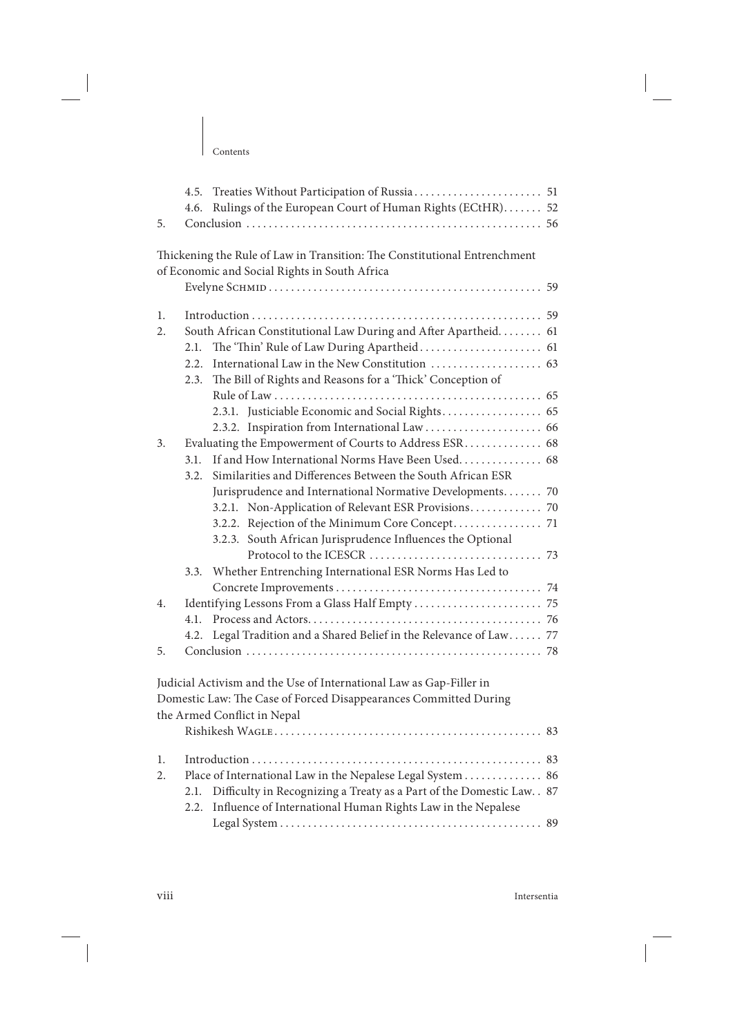4.5. Treaties Without Participation of Russia . . . . . . . . . . . . . . . . . . . . . . . 51
4.6. Rulings of the European Court of Human Rights (ECtHR) . . . . . . . 52
5. Conclusion . . . . . . . . . . . . . . . . . . . . . . . . . . . . . . . . . . . . . . . . . . . . . . . . . . . . 56

Thickening the Rule of Law in Transition: The Constitutional Entrenchment of Economic and Social Rights in South Africa
Evelyne Schmid . . . . . . . . . . . . . . . . . . . . . . . . . . . . . . . . . . . . . . . . . . . . . . . . 59

1. Introduction . . . . . . . . . . . . . . . . . . . . . . . . . . . . . . . . . . . . . . . . . . . . . . . . . . . 59
2. South African Constitutional Law During and After Apartheid . . . . . . . . 61
   2.1. The 'Thin' Rule of Law During Apartheid . . . . . . . . . . . . . . . . . . . . . . 61
   2.2. International Law in the New Constitution . . . . . . . . . . . . . . . . . . . . 63
   2.3. The Bill of Rights and Reasons for a 'Thick' Conception of Rule of Law . . . . . . . . . . . . . . . . . . . . . . . . . . . . . . . . . . . . . . . . . . . . . . . 65
      2.3.1. Justiciable Economic and Social Rights . . . . . . . . . . . . . . . . . . 65
      2.3.2. Inspiration from International Law . . . . . . . . . . . . . . . . . . . . . 66
3. Evaluating the Empowerment of Courts to Address ESR . . . . . . . . . . . . . 68
   3.1. If and How International Norms Have Been Used . . . . . . . . . . . . . . . 68
   3.2. Similarities and Differences Between the South African ESR Jurisprudence and International Normative Developments . . . . . . . 70
      3.2.1. Non-Application of Relevant ESR Provisions . . . . . . . . . . . . . 70
      3.2.2. Rejection of the Minimum Core Concept . . . . . . . . . . . . . . . . 71
      3.2.3. South African Jurisprudence Influences the Optional Protocol to the ICESCR . . . . . . . . . . . . . . . . . . . . . . . . . . . . . . . 73
   3.3. Whether Entrenching International ESR Norms Has Led to Concrete Improvements . . . . . . . . . . . . . . . . . . . . . . . . . . . . . . . . . . . . . 74
4. Identifying Lessons From a Glass Half Empty . . . . . . . . . . . . . . . . . . . . . . . 75
   4.1. Process and Actors . . . . . . . . . . . . . . . . . . . . . . . . . . . . . . . . . . . . . . . . . . . 76
   4.2. Legal Tradition and a Shared Belief in the Relevance of Law . . . . . . 77
5. Conclusion . . . . . . . . . . . . . . . . . . . . . . . . . . . . . . . . . . . . . . . . . . . . . . . . . . . . 78

Judicial Activism and the Use of International Law as Gap-Filler in Domestic Law: The Case of Forced Disappearances Committed During the Armed Conflict in Nepal
Rishikesh Wagle . . . . . . . . . . . . . . . . . . . . . . . . . . . . . . . . . . . . . . . . . . . . . . . . 83

1. Introduction . . . . . . . . . . . . . . . . . . . . . . . . . . . . . . . . . . . . . . . . . . . . . . . . . . . 83
2. Place of International Law in the Nepalese Legal System . . . . . . . . . . . . . 86
   2.1. Difficulty in Recognizing a Treaty as a Part of the Domestic Law . . 87
   2.2. Influence of International Human Rights Law in the Nepalese Legal System . . . . . . . . . . . . . . . . . . . . . . . . . . . . . . . . . . . . . . . . . . . . . . . 89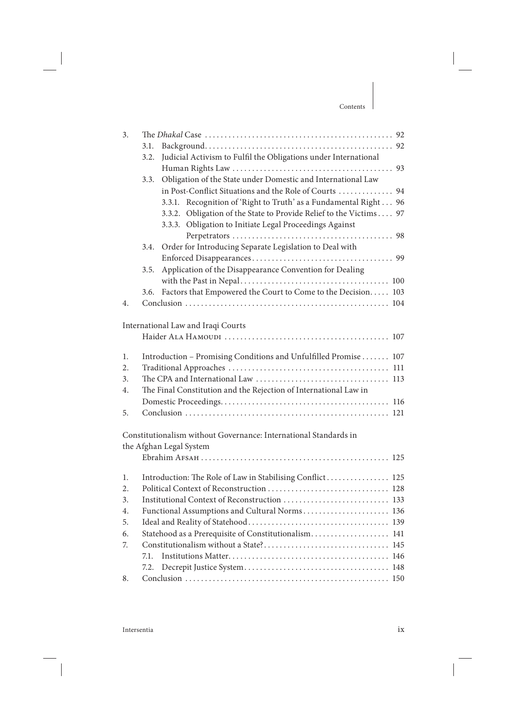3. The *Dhakal* Case ... 92
   3.1. Background ... 92
   3.2. Judicial Activism to Fulfil the Obligations under International Human Rights Law ... 93
   3.3. Obligation of the State under Domestic and International Law in Post-Conflict Situations and the Role of Courts ... 94
      3.3.1. Recognition of 'Right to Truth' as a Fundamental Right ... 96
      3.3.2. Obligation of the State to Provide Relief to the Victims ... 97
      3.3.3. Obligation to Initiate Legal Proceedings Against Perpetrators ... 98
   3.4. Order for Introducing Separate Legislation to Deal with Enforced Disappearances ... 99
   3.5. Application of the Disappearance Convention for Dealing with the Past in Nepal ... 100
   3.6. Factors that Empowered the Court to Come to the Decision ... 103
4. Conclusion ... 104

International Law and Iraqi Courts
Haider Ala Hamoudi ... 107

1. Introduction – Promising Conditions and Unfulfilled Promise ... 107
2. Traditional Approaches ... 111
3. The CPA and International Law ... 113
4. The Final Constitution and the Rejection of International Law in Domestic Proceedings ... 116
5. Conclusion ... 121

Constitutionalism without Governance: International Standards in the Afghan Legal System
Ebrahim Afsah ... 125

1. Introduction: The Role of Law in Stabilising Conflict ... 125
2. Political Context of Reconstruction ... 128
3. Institutional Context of Reconstruction ... 133
4. Functional Assumptions and Cultural Norms ... 136
5. Ideal and Reality of Statehood ... 139
6. Statehood as a Prerequisite of Constitutionalism ... 141
7. Constitutionalism without a State? ... 145
   7.1. Institutions Matter ... 146
   7.2. Decrepit Justice System ... 148
8. Conclusion ... 150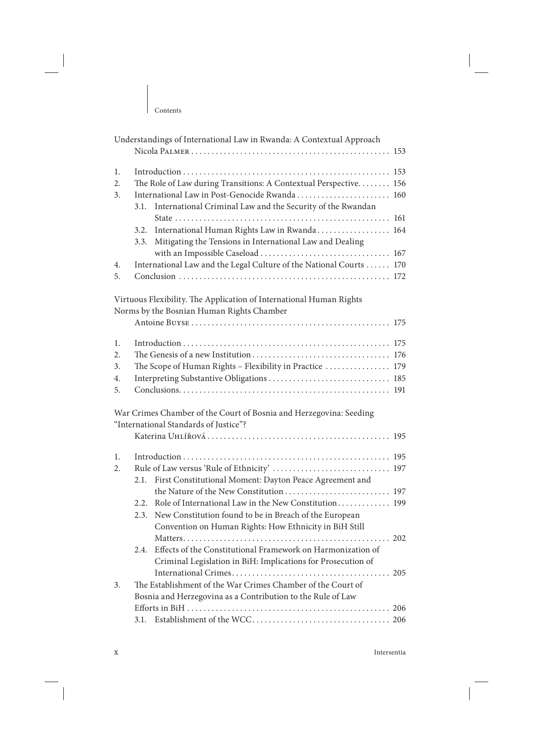Understandings of International Law in Rwanda: A Contextual Approach
Nicola Palmer . . . . . . . . . . . . . . . . . . . . . . . . . . . . . . . . . . . . . . . . . . . . . . . . 153

1. Introduction . . . . . . . . . . . . . . . . . . . . . . . . . . . . . . . . . . . . . . . . . . . . . . . . . . 153
2. The Role of Law during Transitions: A Contextual Perspective. . . . . . . . 156
3. International Law in Post-Genocide Rwanda . . . . . . . . . . . . . . . . . . . . . . . 160
   3.1. International Criminal Law and the Security of the Rwandan State . . . . . . . . . . . . . . . . . . . . . . . . . . . . . . . . . . . . . . . . . . . . . . . . . . . . 161
   3.2. International Human Rights Law in Rwanda . . . . . . . . . . . . . . . . . . 164
   3.3. Mitigating the Tensions in International Law and Dealing with an Impossible Caseload . . . . . . . . . . . . . . . . . . . . . . . . . . . . . . . 167
4. International Law and the Legal Culture of the National Courts . . . . . . 170
5. Conclusion . . . . . . . . . . . . . . . . . . . . . . . . . . . . . . . . . . . . . . . . . . . . . . . . . . . 172

Virtuous Flexibility. The Application of International Human Rights Norms by the Bosnian Human Rights Chamber
Antoine Buyse . . . . . . . . . . . . . . . . . . . . . . . . . . . . . . . . . . . . . . . . . . . . . . . . 175

1. Introduction . . . . . . . . . . . . . . . . . . . . . . . . . . . . . . . . . . . . . . . . . . . . . . . . . . 175
2. The Genesis of a new Institution . . . . . . . . . . . . . . . . . . . . . . . . . . . . . . . . . 176
3. The Scope of Human Rights – Flexibility in Practice . . . . . . . . . . . . . . . . 179
4. Interpreting Substantive Obligations . . . . . . . . . . . . . . . . . . . . . . . . . . . . . 185
5. Conclusions. . . . . . . . . . . . . . . . . . . . . . . . . . . . . . . . . . . . . . . . . . . . . . . . . . . 191

War Crimes Chamber of the Court of Bosnia and Herzegovina: Seeding "International Standards of Justice"?
Katerina Uhlířová . . . . . . . . . . . . . . . . . . . . . . . . . . . . . . . . . . . . . . . . . . . . . 195

1. Introduction . . . . . . . . . . . . . . . . . . . . . . . . . . . . . . . . . . . . . . . . . . . . . . . . . . 195
2. Rule of Law versus 'Rule of Ethnicity' . . . . . . . . . . . . . . . . . . . . . . . . . . . . 197
   2.1. First Constitutional Moment: Dayton Peace Agreement and the Nature of the New Constitution . . . . . . . . . . . . . . . . . . . . . . . . . 197
   2.2. Role of International Law in the New Constitution . . . . . . . . . . . . . 199
   2.3. New Constitution found to be in Breach of the European Convention on Human Rights: How Ethnicity in BiH Still Matters. . . . . . . . . . . . . . . . . . . . . . . . . . . . . . . . . . . . . . . . . . . . . . . . . . 202
   2.4. Effects of the Constitutional Framework on Harmonization of Criminal Legislation in BiH: Implications for Prosecution of International Crimes. . . . . . . . . . . . . . . . . . . . . . . . . . . . . . . . . . . . . . . 205
3. The Establishment of the War Crimes Chamber of the Court of Bosnia and Herzegovina as a Contribution to the Rule of Law Efforts in BiH . . . . . . . . . . . . . . . . . . . . . . . . . . . . . . . . . . . . . . . . . . . . . . . . 206
   3.1. Establishment of the WCC. . . . . . . . . . . . . . . . . . . . . . . . . . . . . . . . . . 206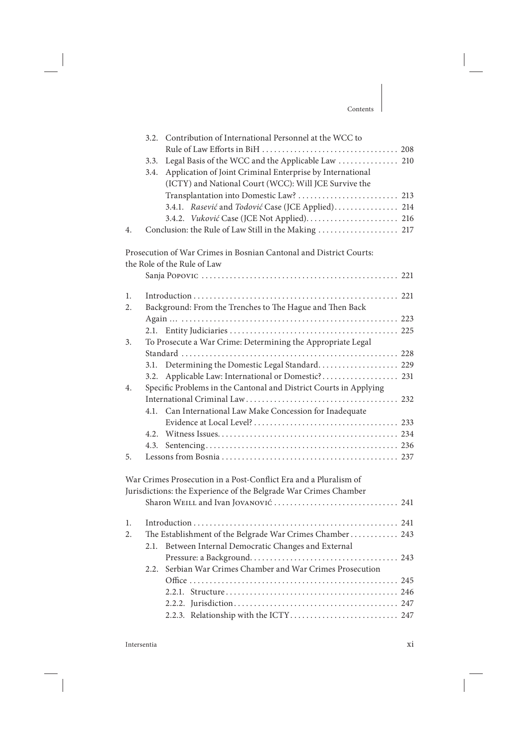3.2. Contribution of International Personnel at the WCC to Rule of Law Efforts in BiH . . . . . . . . . . . . . . . . . . . . . . . . . . . . . . . . . 208
3.3. Legal Basis of the WCC and the Applicable Law . . . . . . . . . . . . . . . 210
3.4. Application of Joint Criminal Enterprise by International (ICTY) and National Court (WCC): Will JCE Survive the Transplantation into Domestic Law? . . . . . . . . . . . . . . . . . . . . . . . . . 213
3.4.1. *Rasević* and *Todović* Case (JCE Applied). . . . . . . . . . . . . . . . 214
3.4.2. *Vuković* Case (JCE Not Applied). . . . . . . . . . . . . . . . . . . . . . . 216
4. Conclusion: the Rule of Law Still in the Making . . . . . . . . . . . . . . . . . . . . 217

Prosecution of War Crimes in Bosnian Cantonal and District Courts: the Role of the Rule of Law
Sanja Popovic . . . . . . . . . . . . . . . . . . . . . . . . . . . . . . . . . . . . . . . . . . . . . . . . 221

1. Introduction . . . . . . . . . . . . . . . . . . . . . . . . . . . . . . . . . . . . . . . . . . . . . . . . . . . 221
2. Background: From the Trenches to The Hague and Then Back Again ... . . . . . . . . . . . . . . . . . . . . . . . . . . . . . . . . . . . . . . . . . . . . . . . . . . . . 223
2.1. Entity Judiciaries . . . . . . . . . . . . . . . . . . . . . . . . . . . . . . . . . . . . . . . . . 225
3. To Prosecute a War Crime: Determining the Appropriate Legal Standard . . . . . . . . . . . . . . . . . . . . . . . . . . . . . . . . . . . . . . . . . . . . . . . . . . . . . . 228
3.1. Determining the Domestic Legal Standard. . . . . . . . . . . . . . . . . . . . 229
3.2. Applicable Law: International or Domestic? . . . . . . . . . . . . . . . . . . 231
4. Specific Problems in the Cantonal and District Courts in Applying International Criminal Law . . . . . . . . . . . . . . . . . . . . . . . . . . . . . . . . . . . . . 232
4.1. Can International Law Make Concession for Inadequate Evidence at Local Level? . . . . . . . . . . . . . . . . . . . . . . . . . . . . . . . . . . . . 233
4.2. Witness Issues. . . . . . . . . . . . . . . . . . . . . . . . . . . . . . . . . . . . . . . . . . . . 234
4.3. Sentencing . . . . . . . . . . . . . . . . . . . . . . . . . . . . . . . . . . . . . . . . . . . . . . . 236
5. Lessons from Bosnia . . . . . . . . . . . . . . . . . . . . . . . . . . . . . . . . . . . . . . . . . . . 237

War Crimes Prosecution in a Post-Conflict Era and a Pluralism of Jurisdictions: the Experience of the Belgrade War Crimes Chamber
Sharon Weill and Ivan Jovanović . . . . . . . . . . . . . . . . . . . . . . . . . . . . . . . 241

1. Introduction . . . . . . . . . . . . . . . . . . . . . . . . . . . . . . . . . . . . . . . . . . . . . . . . . . . 241
2. The Establishment of the Belgrade War Crimes Chamber . . . . . . . . . . . . 243
2.1. Between Internal Democratic Changes and External Pressure: a Background. . . . . . . . . . . . . . . . . . . . . . . . . . . . . . . . . . . . . . . 243
2.2. Serbian War Crimes Chamber and War Crimes Prosecution Office . . . . . . . . . . . . . . . . . . . . . . . . . . . . . . . . . . . . . . . . . . . . . . . . . . . . 245
2.2.1. Structure . . . . . . . . . . . . . . . . . . . . . . . . . . . . . . . . . . . . . . . . . . 246
2.2.2. Jurisdiction . . . . . . . . . . . . . . . . . . . . . . . . . . . . . . . . . . . . . . . . 247
2.2.3. Relationship with the ICTY . . . . . . . . . . . . . . . . . . . . . . . . . . 247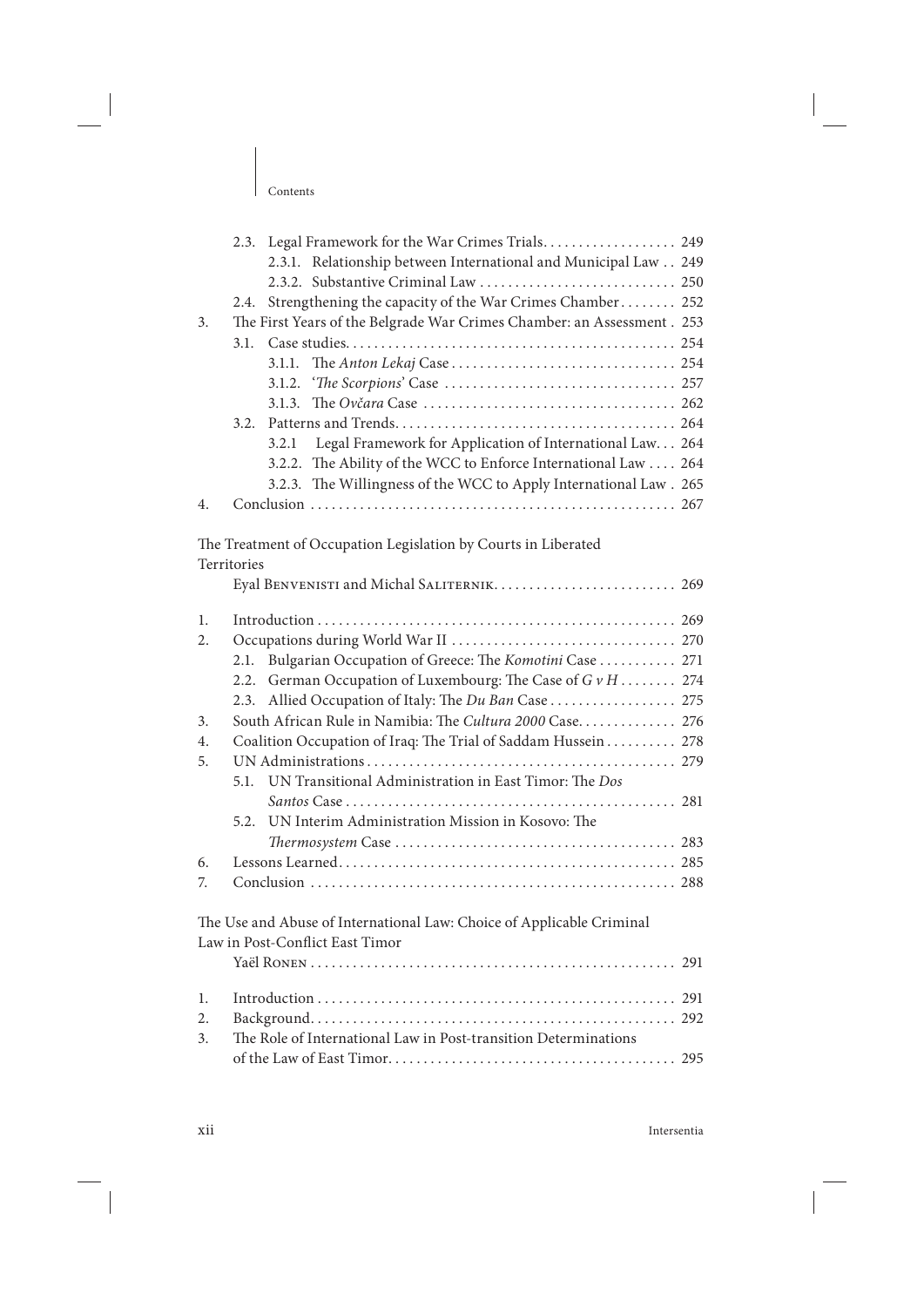2.3. Legal Framework for the War Crimes Trials. . . . . . . . . . . . . . . . . . . 249
2.3.1. Relationship between International and Municipal Law . . 249
2.3.2. Substantive Criminal Law . . . . . . . . . . . . . . . . . . . . . . . . . . . 250
2.4. Strengthening the capacity of the War Crimes Chamber . . . . . . . . 252
3. The First Years of the Belgrade War Crimes Chamber: an Assessment . 253
3.1. Case studies. . . . . . . . . . . . . . . . . . . . . . . . . . . . . . . . . . . . . . . . . . . . . 254
3.1.1. The *Anton Lekaj* Case . . . . . . . . . . . . . . . . . . . . . . . . . . . . . . . 254
3.1.2. '*The Scorpions*' Case . . . . . . . . . . . . . . . . . . . . . . . . . . . . . . . . 257
3.1.3. The *Ovčara* Case . . . . . . . . . . . . . . . . . . . . . . . . . . . . . . . . . . . 262
3.2. Patterns and Trends. . . . . . . . . . . . . . . . . . . . . . . . . . . . . . . . . . . . . . 264
3.2.1 Legal Framework for Application of International Law. . . 264
3.2.2. The Ability of the WCC to Enforce International Law . . . . 264
3.2.3. The Willingness of the WCC to Apply International Law . 265
4. Conclusion . . . . . . . . . . . . . . . . . . . . . . . . . . . . . . . . . . . . . . . . . . . . . . . . . . . 267

The Treatment of Occupation Legislation by Courts in Liberated Territories
Eyal Benvenisti and Michal Saliternik. . . . . . . . . . . . . . . . . . . . . . . . . . 269

1. Introduction . . . . . . . . . . . . . . . . . . . . . . . . . . . . . . . . . . . . . . . . . . . . . . . . . . 269
2. Occupations during World War II . . . . . . . . . . . . . . . . . . . . . . . . . . . . . . . 270
2.1. Bulgarian Occupation of Greece: The *Komotini* Case . . . . . . . . . . . 271
2.2. German Occupation of Luxembourg: The Case of *G v H* . . . . . . . . 274
2.3. Allied Occupation of Italy: The *Du Ban* Case . . . . . . . . . . . . . . . . . 275
3. South African Rule in Namibia: The *Cultura 2000* Case. . . . . . . . . . . . . 276
4. Coalition Occupation of Iraq: The Trial of Saddam Hussein . . . . . . . . . . 278
5. UN Administrations . . . . . . . . . . . . . . . . . . . . . . . . . . . . . . . . . . . . . . . . . . . 279
5.1. UN Transitional Administration in East Timor: The *Dos Santos* Case . . . . . . . . . . . . . . . . . . . . . . . . . . . . . . . . . . . . . . . . . . . . . . 281
5.2. UN Interim Administration Mission in Kosovo: The *Thermosystem* Case . . . . . . . . . . . . . . . . . . . . . . . . . . . . . . . . . . . . . . . . 283
6. Lessons Learned. . . . . . . . . . . . . . . . . . . . . . . . . . . . . . . . . . . . . . . . . . . . . . . . 285
7. Conclusion . . . . . . . . . . . . . . . . . . . . . . . . . . . . . . . . . . . . . . . . . . . . . . . . . . . 288

The Use and Abuse of International Law: Choice of Applicable Criminal Law in Post-Conflict East Timor
Yaël Ronen . . . . . . . . . . . . . . . . . . . . . . . . . . . . . . . . . . . . . . . . . . . . . . . . . . . 291

1. Introduction . . . . . . . . . . . . . . . . . . . . . . . . . . . . . . . . . . . . . . . . . . . . . . . . . . 291
2. Background. . . . . . . . . . . . . . . . . . . . . . . . . . . . . . . . . . . . . . . . . . . . . . . . . . . 292
3. The Role of International Law in Post-transition Determinations of the Law of East Timor. . . . . . . . . . . . . . . . . . . . . . . . . . . . . . . . . . . . . . . . . 295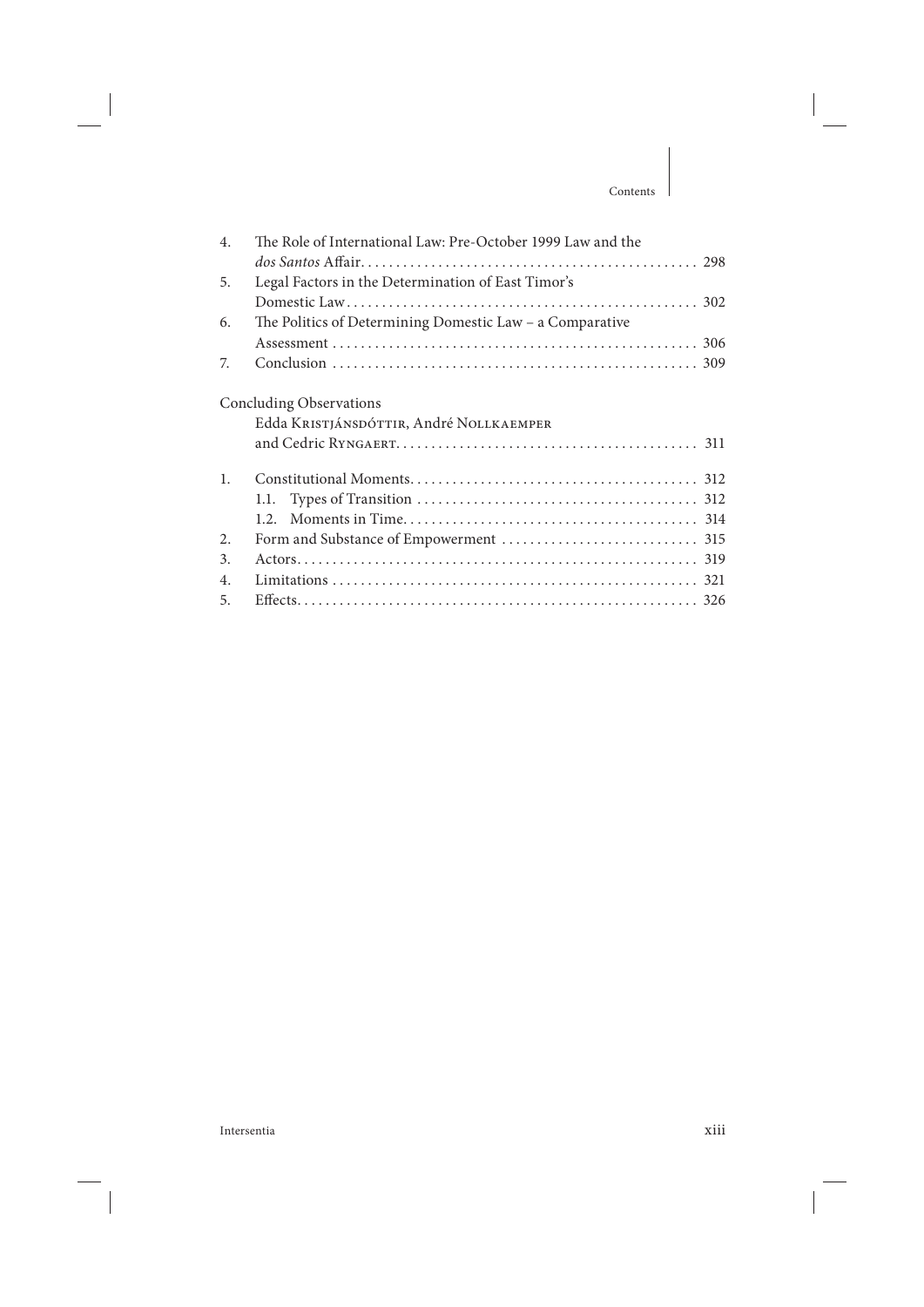4. The Role of International Law: Pre-October 1999 Law and the *dos Santos* Affair . . . . . . . . . . . . . . . . . . . . . . . . . . . . . . . . . . . . . . . . . . . . . . . 298
5. Legal Factors in the Determination of East Timor's Domestic Law . . . . . . . . . . . . . . . . . . . . . . . . . . . . . . . . . . . . . . . . . . . . . . . . . . 302
6. The Politics of Determining Domestic Law – a Comparative Assessment . . . . . . . . . . . . . . . . . . . . . . . . . . . . . . . . . . . . . . . . . . . . . . . . . . . 306
7. Conclusion . . . . . . . . . . . . . . . . . . . . . . . . . . . . . . . . . . . . . . . . . . . . . . . . . . . 309

Concluding Observations
Edda KRISTJÁNSDÓTTIR, André NOLLKAEMPER and Cedric RYNGAERT . . . . . . . . . . . . . . . . . . . . . . . . . . . . . . . . . . . . . . . . . . . 311

1. Constitutional Moments . . . . . . . . . . . . . . . . . . . . . . . . . . . . . . . . . . . . . . . . 312
   1.1. Types of Transition . . . . . . . . . . . . . . . . . . . . . . . . . . . . . . . . . . . . . . . 312
   1.2. Moments in Time . . . . . . . . . . . . . . . . . . . . . . . . . . . . . . . . . . . . . . . . . 314
2. Form and Substance of Empowerment . . . . . . . . . . . . . . . . . . . . . . . . . . . 315
3. Actors . . . . . . . . . . . . . . . . . . . . . . . . . . . . . . . . . . . . . . . . . . . . . . . . . . . . . . . 319
4. Limitations . . . . . . . . . . . . . . . . . . . . . . . . . . . . . . . . . . . . . . . . . . . . . . . . . . . 321
5. Effects . . . . . . . . . . . . . . . . . . . . . . . . . . . . . . . . . . . . . . . . . . . . . . . . . . . . . . . 326